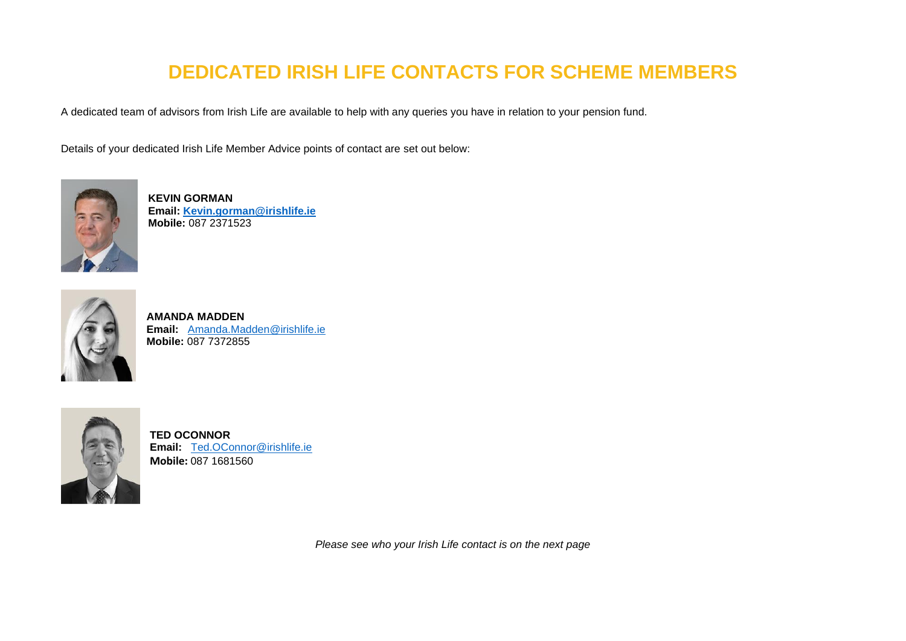# DEDICATED IRISH LIFE CONTACTS FOR SCHEME MEMBERS

A dedicated team of advisors from Irish Life are available to help with any queries you have in relation to your pension fund.

Details of your dedicated Irish Life Member Advice points of contact are set out below:

**KEVIN GORMAN**
**Email: Kevin.gorman@irishlife.ie**
**Mobile:** 087 2371523

**AMANDA MADDEN**
**Email:** Amanda.Madden@irishlife.ie
**Mobile:** 087 7372855

**TED OCONNOR**
**Email:** Ted.OConnor@irishlife.ie
**Mobile:** 087 1681560

*Please see who your Irish Life contact is on the next page*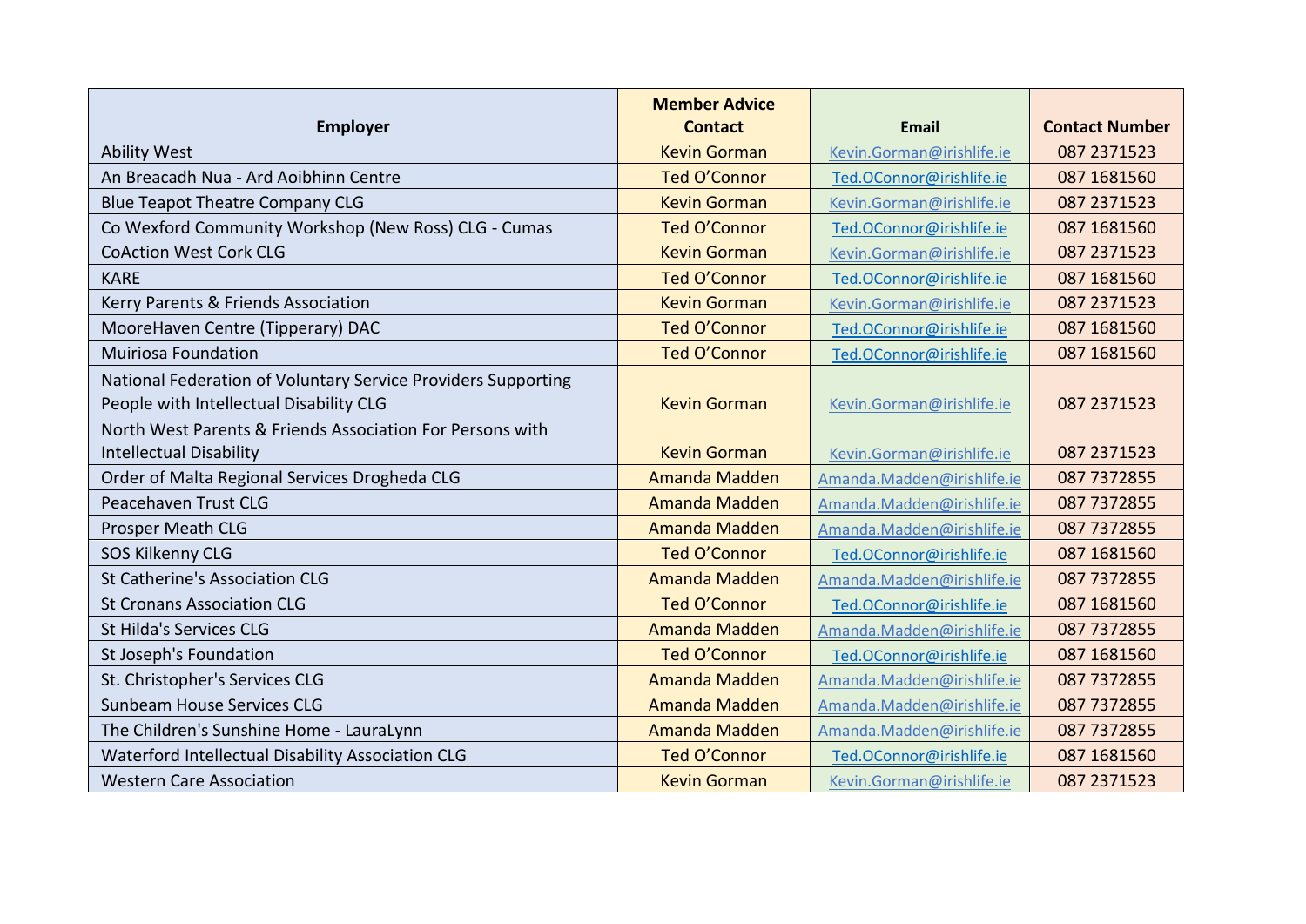| Employer | Member Advice Contact | Email | Contact Number |
|---|---|---|---|
| Ability West | Kevin Gorman | Kevin.Gorman@irishlife.ie | 087 2371523 |
| An Breacadh Nua - Ard Aoibhinn Centre | Ted O'Connor | Ted.OConnor@irishlife.ie | 087 1681560 |
| Blue Teapot Theatre Company CLG | Kevin Gorman | Kevin.Gorman@irishlife.ie | 087 2371523 |
| Co Wexford Community Workshop (New Ross) CLG - Cumas | Ted O'Connor | Ted.OConnor@irishlife.ie | 087 1681560 |
| CoAction West Cork CLG | Kevin Gorman | Kevin.Gorman@irishlife.ie | 087 2371523 |
| KARE | Ted O'Connor | Ted.OConnor@irishlife.ie | 087 1681560 |
| Kerry Parents & Friends Association | Kevin Gorman | Kevin.Gorman@irishlife.ie | 087 2371523 |
| MooreHaven Centre (Tipperary) DAC | Ted O'Connor | Ted.OConnor@irishlife.ie | 087 1681560 |
| Muiriosa Foundation | Ted O'Connor | Ted.OConnor@irishlife.ie | 087 1681560 |
| National Federation of Voluntary Service Providers Supporting People with Intellectual Disability CLG | Kevin Gorman | Kevin.Gorman@irishlife.ie | 087 2371523 |
| North West Parents & Friends Association For Persons with Intellectual Disability | Kevin Gorman | Kevin.Gorman@irishlife.ie | 087 2371523 |
| Order of Malta Regional Services Drogheda CLG | Amanda Madden | Amanda.Madden@irishlife.ie | 087 7372855 |
| Peacehaven Trust CLG | Amanda Madden | Amanda.Madden@irishlife.ie | 087 7372855 |
| Prosper Meath CLG | Amanda Madden | Amanda.Madden@irishlife.ie | 087 7372855 |
| SOS Kilkenny CLG | Ted O'Connor | Ted.OConnor@irishlife.ie | 087 1681560 |
| St Catherine's Association CLG | Amanda Madden | Amanda.Madden@irishlife.ie | 087 7372855 |
| St Cronans Association CLG | Ted O'Connor | Ted.OConnor@irishlife.ie | 087 1681560 |
| St Hilda's Services CLG | Amanda Madden | Amanda.Madden@irishlife.ie | 087 7372855 |
| St Joseph's Foundation | Ted O'Connor | Ted.OConnor@irishlife.ie | 087 1681560 |
| St. Christopher's Services CLG | Amanda Madden | Amanda.Madden@irishlife.ie | 087 7372855 |
| Sunbeam House Services CLG | Amanda Madden | Amanda.Madden@irishlife.ie | 087 7372855 |
| The Children's Sunshine Home - LauraLynn | Amanda Madden | Amanda.Madden@irishlife.ie | 087 7372855 |
| Waterford Intellectual Disability Association CLG | Ted O'Connor | Ted.OConnor@irishlife.ie | 087 1681560 |
| Western Care Association | Kevin Gorman | Kevin.Gorman@irishlife.ie | 087 2371523 |